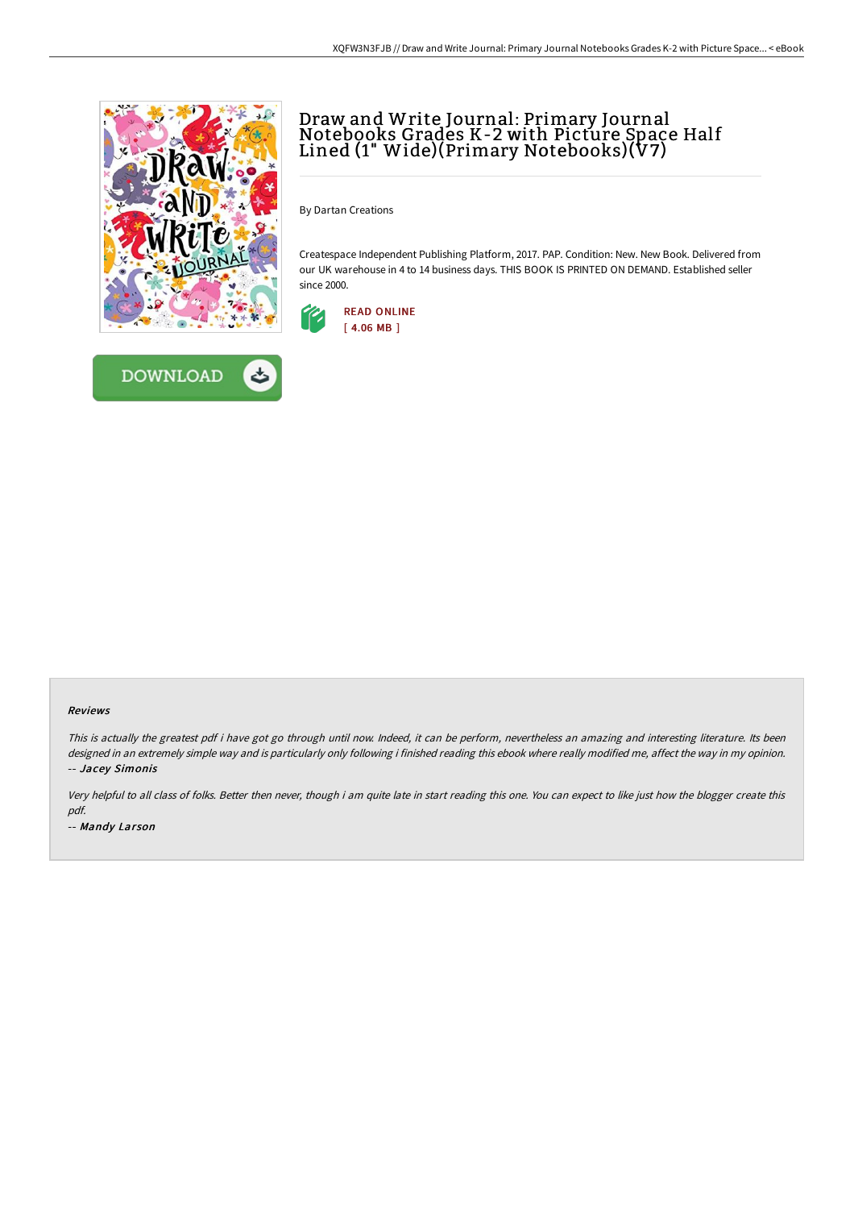# Draw and Write Journal: Primary Journal Notebooks Grades K-2 with Picture Space Half Lined (1" Wide)(Primary Notebooks)(V7)

By Dartan Creations

Createspace Independent Publishing Platform, 2017. PAP. Condition: New. New Book. Delivered from our UK warehouse in 4 to 14 business days. THIS BOOK IS PRINTED ON DEMAND. Established seller since 2000.

READ ONLINE
[ 4.06 MB ]

DOWNLOAD

#### Reviews

*This is actually the greatest pdf i have got go through until now. Indeed, it can be perform, nevertheless an amazing and interesting literature. Its been designed in an extremely simple way and is particularly only following i finished reading this ebook where really modified me, affect the way in my opinion.*
*-- Jacey Simonis*

*Very helpful to all class of folks. Better then never, though i am quite late in start reading this one. You can expect to like just how the blogger create this pdf.*
*-- Mandy Larson*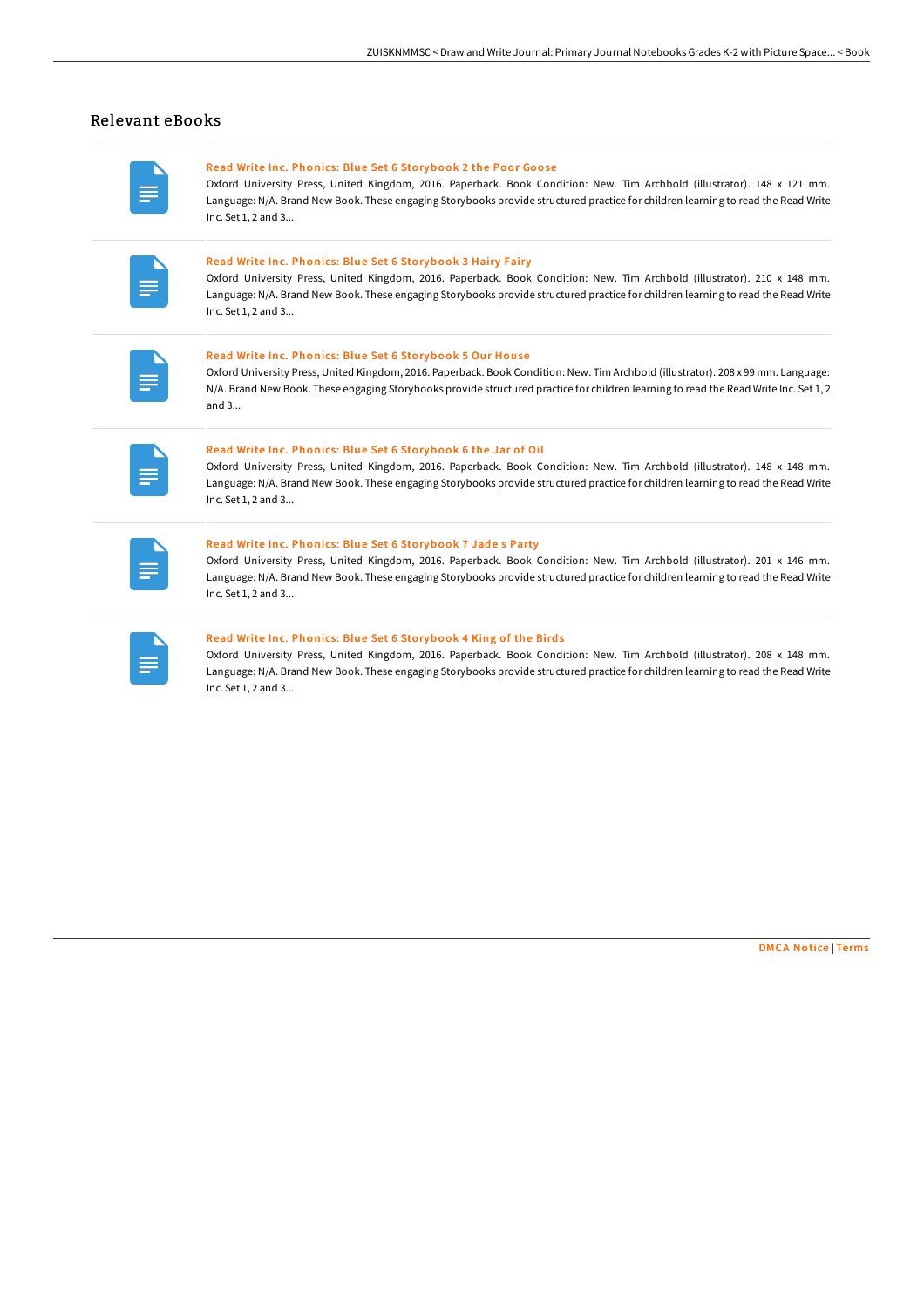## Relevant eBooks

### Read Write Inc. Phonics: Blue Set 6 Storybook 2 the Poor Goose

Oxford University Press, United Kingdom, 2016. Paperback. Book Condition: New. Tim Archbold (illustrator). 148 x 121 mm. Language: N/A. Brand New Book. These engaging Storybooks provide structured practice for children learning to read the Read Write Inc. Set 1, 2 and 3...

### Read Write Inc. Phonics: Blue Set 6 Storybook 3 Hairy Fairy

Oxford University Press, United Kingdom, 2016. Paperback. Book Condition: New. Tim Archbold (illustrator). 210 x 148 mm. Language: N/A. Brand New Book. These engaging Storybooks provide structured practice for children learning to read the Read Write Inc. Set 1, 2 and 3...

### Read Write Inc. Phonics: Blue Set 6 Storybook 5 Our House

Oxford University Press, United Kingdom, 2016. Paperback. Book Condition: New. Tim Archbold (illustrator). 208 x 99 mm. Language: N/A. Brand New Book. These engaging Storybooks provide structured practice for children learning to read the Read Write Inc. Set 1, 2 and 3...

### Read Write Inc. Phonics: Blue Set 6 Storybook 6 the Jar of Oil

Oxford University Press, United Kingdom, 2016. Paperback. Book Condition: New. Tim Archbold (illustrator). 148 x 148 mm. Language: N/A. Brand New Book. These engaging Storybooks provide structured practice for children learning to read the Read Write Inc. Set 1, 2 and 3...

### Read Write Inc. Phonics: Blue Set 6 Storybook 7 Jade s Party

Oxford University Press, United Kingdom, 2016. Paperback. Book Condition: New. Tim Archbold (illustrator). 201 x 146 mm. Language: N/A. Brand New Book. These engaging Storybooks provide structured practice for children learning to read the Read Write Inc. Set 1, 2 and 3...

### Read Write Inc. Phonics: Blue Set 6 Storybook 4 King of the Birds

Oxford University Press, United Kingdom, 2016. Paperback. Book Condition: New. Tim Archbold (illustrator). 208 x 148 mm. Language: N/A. Brand New Book. These engaging Storybooks provide structured practice for children learning to read the Read Write Inc. Set 1, 2 and 3...

DMCA Notice | Terms